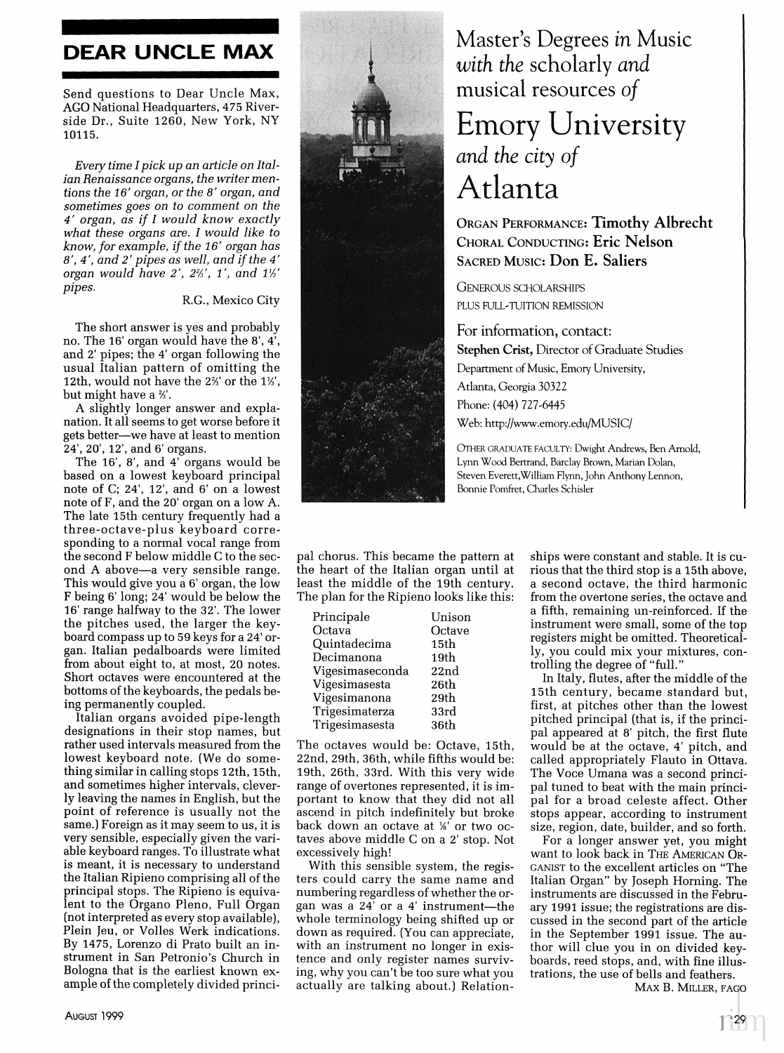# DEAR UNCLE MAX

Send questions to Dear Uncle Max, AGO National Headquarters, 475 Riverside Dr., Suite 1260, New York, NY 10115.

*Every time I pick up an article on Italian Renaissance organs, the writer mentions the 16' organ, or the 8' organ, and sometimes goes on to comment on the 4' organ, as if I would know exactly what these organs are. I would like to know, for example, if the 16' organ has 8', 4', and 2' pipes as well, and if the 4' organ would have 2', 2⅔', 1', and 1⅓' pipes.*

R.G., Mexico City

The short answer is yes and probably no. The 16' organ would have the 8', 4', and 2' pipes; the 4' organ following the usual Italian pattern of omitting the 12th, would not have the 2⅔' or the 1⅓', but might have a ⅔'.

A slightly longer answer and explanation. It all seems to get worse before it gets better—we have at least to mention 24', 20', 12', and 6' organs.

The 16', 8', and 4' organs would be based on a lowest keyboard principal note of C; 24', 12', and 6' on a lowest note of F, and the 20' organ on a low A. The late 15th century frequently had a three-octave-plus keyboard corresponding to a normal vocal range from the second F below middle C to the second A above—a very sensible range. This would give you a 6' organ, the low F being 6' long; 24' would be below the 16' range halfway to the 32'. The lower the pitches used, the larger the keyboard compass up to 59 keys for a 24' organ. Italian pedalboards were limited from about eight to, at most, 20 notes. Short octaves were encountered at the bottoms of the keyboards, the pedals being permanently coupled.

Italian organs avoided pipe-length designations in their stop names, but rather used intervals measured from the lowest keyboard note. (We do something similar in calling stops 12th, 15th, and sometimes higher intervals, cleverly leaving the names in English, but the point of reference is usually not the same.) Foreign as it may seem to us, it is very sensible, especially given the variable keyboard ranges. To illustrate what is meant, it is necessary to understand the Italian Ripieno comprising all of the principal stops. The Ripieno is equivalent to the Organo Pleno, Full Organ (not interpreted as every stop available), Plein Jeu, or Volles Werk indications. By 1475, Lorenzo di Prato built an instrument in San Petronio's Church in Bologna that is the earliest known example of the completely divided principal chorus. This became the pattern at the heart of the Italian organ until at least the middle of the 19th century. The plan for the Ripieno looks like this:

| | |
|---|---|
| Principale | Unison |
| Octava | Octave |
| Quintadecima | 15th |
| Decimanona | 19th |
| Vigesimaseconda | 22nd |
| Vigesimasesta | 26th |
| Vigesimanona | 29th |
| Trigesimaterza | 33rd |
| Trigesimasesta | 36th |

The octaves would be: Octave, 15th, 22nd, 29th, 36th, while fifths would be: 19th, 26th, 33rd. With this very wide range of overtones represented, it is important to know that they did not all ascend in pitch indefinitely but broke back down an octave at ⅛' or two octaves above middle C on a 2' stop. Not excessively high!

With this sensible system, the registers could carry the same name and numbering regardless of whether the organ was a 24' or a 4' instrument—the whole terminology being shifted up or down as required. (You can appreciate, with an instrument no longer in existence and only register names surviving, why you can't be too sure what you actually are talking about.) Relationships were constant and stable. It is curious that the third stop is a 15th above, a second octave, the third harmonic from the overtone series, the octave and a fifth, remaining un-reinforced. If the instrument were small, some of the top registers might be omitted. Theoretically, you could mix your mixtures, controlling the degree of "full."

In Italy, flutes, after the middle of the 15th century, became standard but, first, at pitches other than the lowest pitched principal (that is, if the principal appeared at 8' pitch, the first flute would be at the octave, 4' pitch, and called appropriately Flauto in Ottava. The Voce Umana was a second principal tuned to beat with the main principal for a broad celeste affect. Other stops appear, according to instrument size, region, date, builder, and so forth.

For a longer answer yet, you might want to look back in THE AMERICAN ORGANIST to the excellent articles on "The Italian Organ" by Joseph Horning. The instruments are discussed in the February 1991 issue; the registrations are discussed in the second part of the article in the September 1991 issue. The author will clue you in on divided keyboards, reed stops, and, with fine illustrations, the use of bells and feathers.

MAX B. MILLER, FAGO

---

Master's Degrees *in* Music *with the* scholarly *and* musical resources *of*

# Emory University

*and the city of*

# Atlanta

ORGAN PERFORMANCE: **Timothy Albrecht**
CHORAL CONDUCTING: **Eric Nelson**
SACRED MUSIC: **Don E. Saliers**

GENEROUS SCHOLARSHIPS
PLUS FULL-TUITION REMISSION

For information, contact:
**Stephen Crist**, Director of Graduate Studies
Department of Music, Emory University,
Atlanta, Georgia 30322
Phone: (404) 727-6445
Web: http://www.emory.edu/MUSIC/

OTHER GRADUATE FACULTY: Dwight Andrews, Ben Arnold, Lynn Wood Bertrand, Barclay Brown, Marian Dolan, Steven Everett, William Flynn, John Anthony Lennon, Bonnie Pomfret, Charles Schisler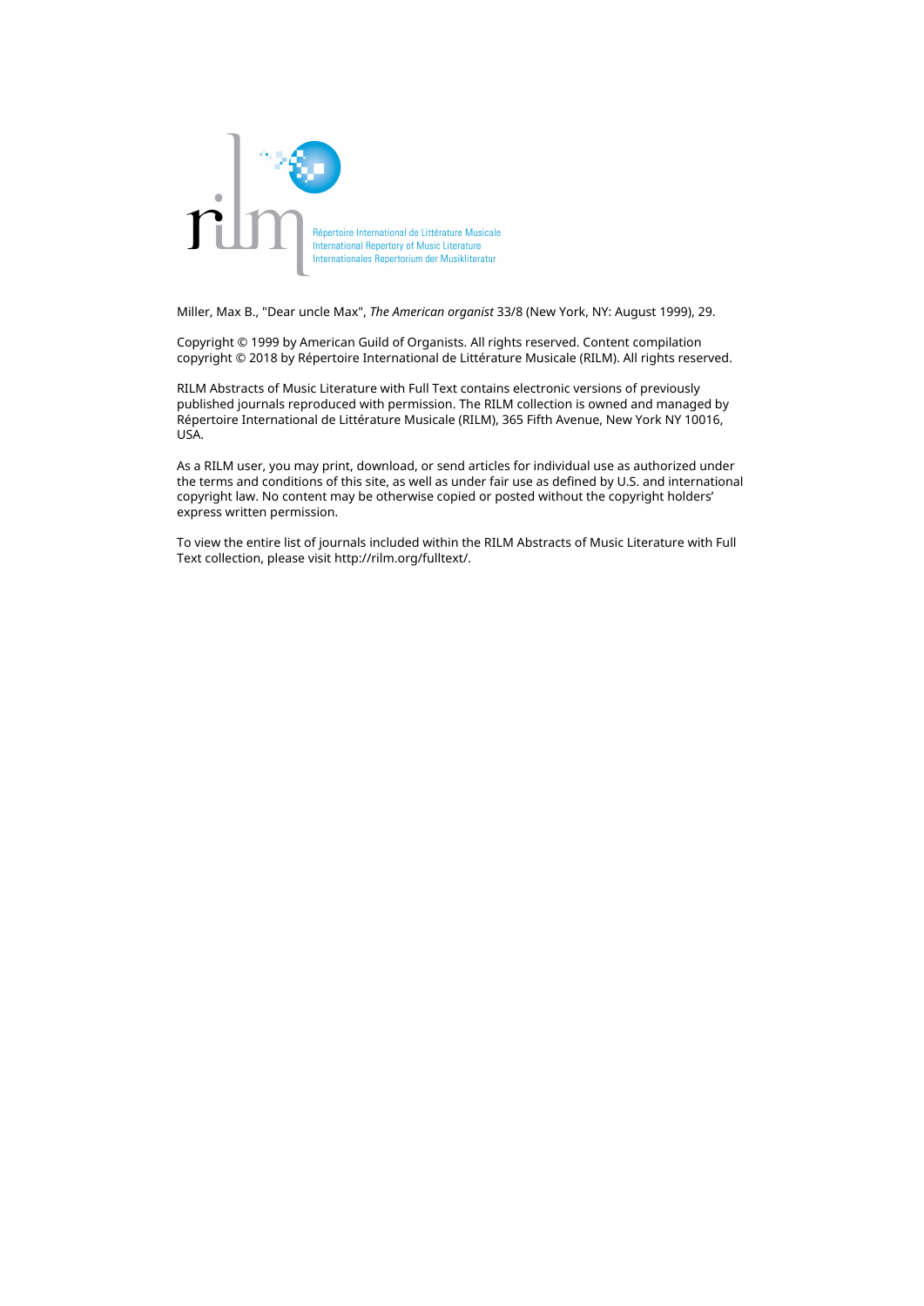Répertoire International de Littérature Musicale
International Repertory of Music Literature
Internationales Repertorium der Musikliteratur

Miller, Max B., "Dear uncle Max", *The American organist* 33/8 (New York, NY: August 1999), 29.

Copyright © 1999 by American Guild of Organists. All rights reserved. Content compilation copyright © 2018 by Répertoire International de Littérature Musicale (RILM). All rights reserved.

RILM Abstracts of Music Literature with Full Text contains electronic versions of previously published journals reproduced with permission. The RILM collection is owned and managed by Répertoire International de Littérature Musicale (RILM), 365 Fifth Avenue, New York NY 10016, USA.

As a RILM user, you may print, download, or send articles for individual use as authorized under the terms and conditions of this site, as well as under fair use as defined by U.S. and international copyright law. No content may be otherwise copied or posted without the copyright holders' express written permission.

To view the entire list of journals included within the RILM Abstracts of Music Literature with Full Text collection, please visit http://rilm.org/fulltext/.